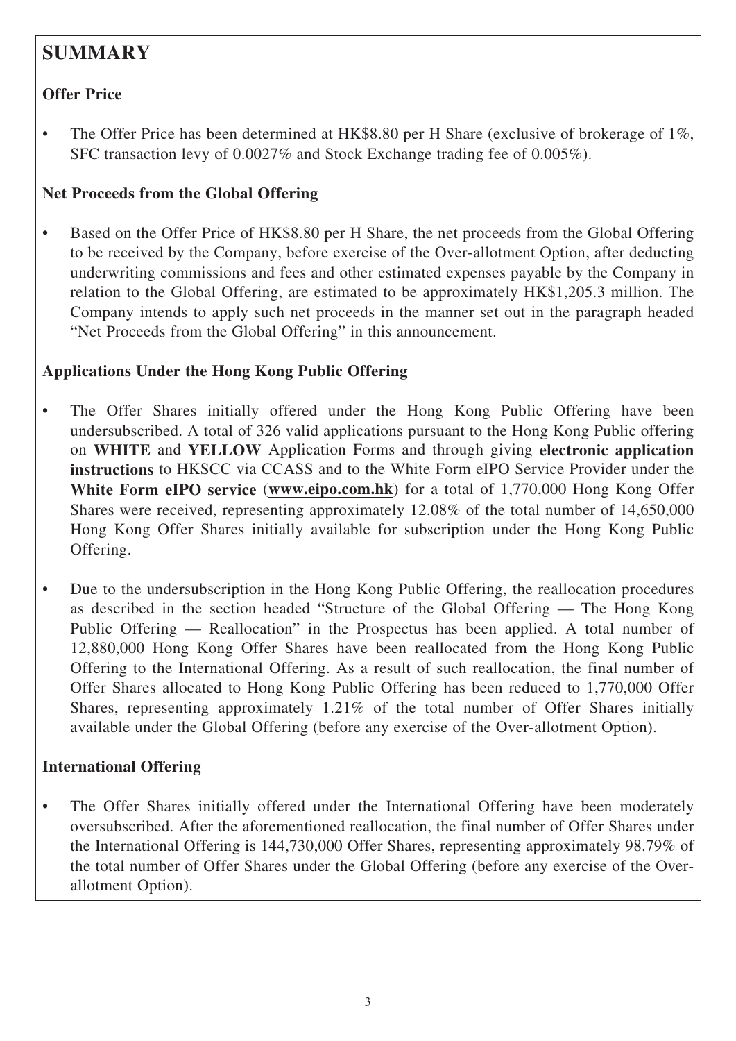# SUMMARY

## Offer Price

- The Offer Price has been determined at HK$8.80 per H Share (exclusive of brokerage of 1%, SFC transaction levy of 0.0027% and Stock Exchange trading fee of 0.005%).

## Net Proceeds from the Global Offering

- Based on the Offer Price of HK$8.80 per H Share, the net proceeds from the Global Offering to be received by the Company, before exercise of the Over-allotment Option, after deducting underwriting commissions and fees and other estimated expenses payable by the Company in relation to the Global Offering, are estimated to be approximately HK$1,205.3 million. The Company intends to apply such net proceeds in the manner set out in the paragraph headed "Net Proceeds from the Global Offering" in this announcement.

## Applications Under the Hong Kong Public Offering

- The Offer Shares initially offered under the Hong Kong Public Offering have been undersubscribed. A total of 326 valid applications pursuant to the Hong Kong Public offering on **WHITE** and **YELLOW** Application Forms and through giving **electronic application instructions** to HKSCC via CCASS and to the White Form eIPO Service Provider under the **White Form eIPO service** (**www.eipo.com.hk**) for a total of 1,770,000 Hong Kong Offer Shares were received, representing approximately 12.08% of the total number of 14,650,000 Hong Kong Offer Shares initially available for subscription under the Hong Kong Public Offering.
- Due to the undersubscription in the Hong Kong Public Offering, the reallocation procedures as described in the section headed "Structure of the Global Offering — The Hong Kong Public Offering — Reallocation" in the Prospectus has been applied. A total number of 12,880,000 Hong Kong Offer Shares have been reallocated from the Hong Kong Public Offering to the International Offering. As a result of such reallocation, the final number of Offer Shares allocated to Hong Kong Public Offering has been reduced to 1,770,000 Offer Shares, representing approximately 1.21% of the total number of Offer Shares initially available under the Global Offering (before any exercise of the Over-allotment Option).

## International Offering

- The Offer Shares initially offered under the International Offering have been moderately oversubscribed. After the aforementioned reallocation, the final number of Offer Shares under the International Offering is 144,730,000 Offer Shares, representing approximately 98.79% of the total number of Offer Shares under the Global Offering (before any exercise of the Over-allotment Option).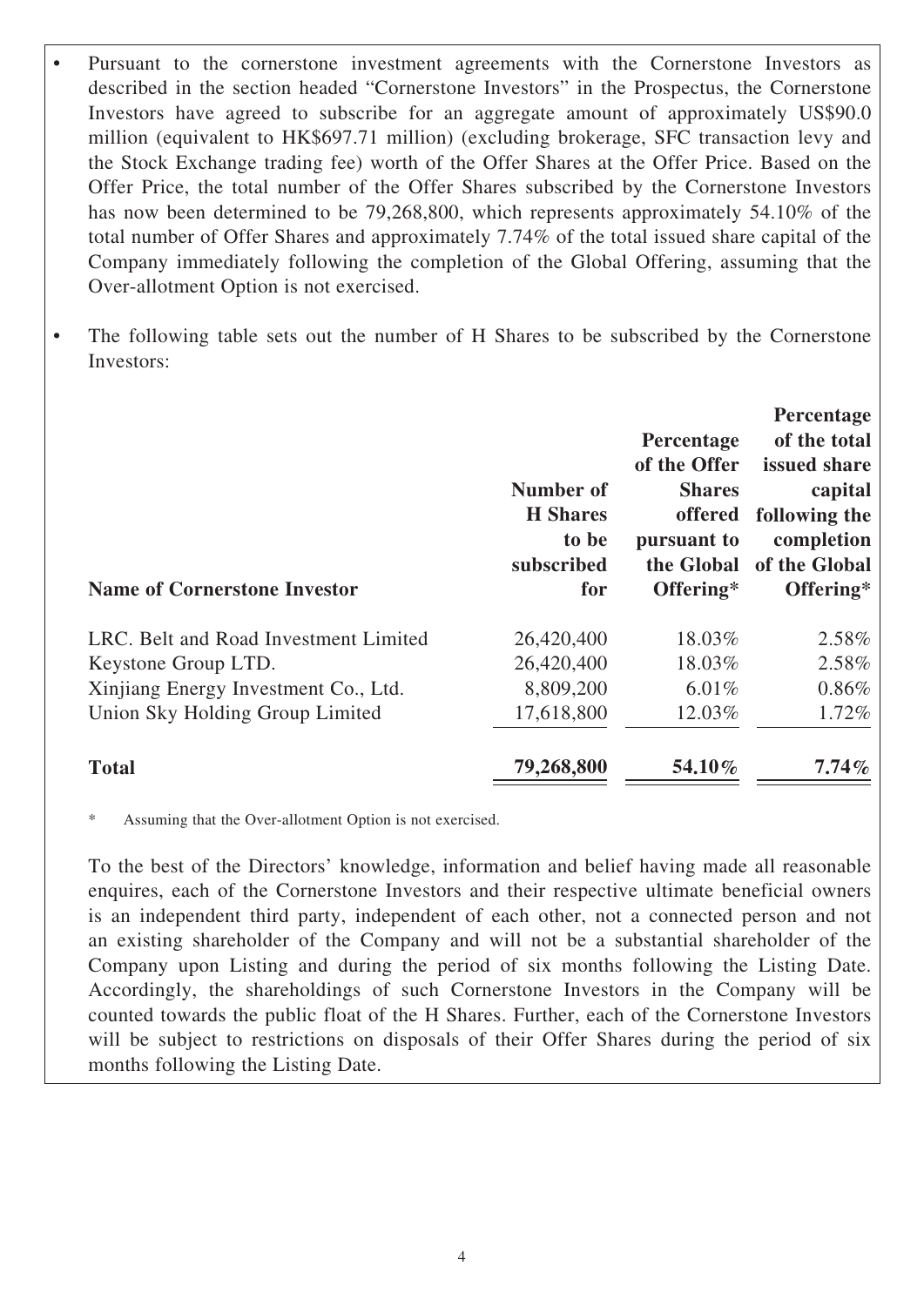- Pursuant to the cornerstone investment agreements with the Cornerstone Investors as described in the section headed "Cornerstone Investors" in the Prospectus, the Cornerstone Investors have agreed to subscribe for an aggregate amount of approximately US$90.0 million (equivalent to HK$697.71 million) (excluding brokerage, SFC transaction levy and the Stock Exchange trading fee) worth of the Offer Shares at the Offer Price. Based on the Offer Price, the total number of the Offer Shares subscribed by the Cornerstone Investors has now been determined to be 79,268,800, which represents approximately 54.10% of the total number of Offer Shares and approximately 7.74% of the total issued share capital of the Company immediately following the completion of the Global Offering, assuming that the Over-allotment Option is not exercised.

- The following table sets out the number of H Shares to be subscribed by the Cornerstone Investors:

| Name of Cornerstone Investor | Number of H Shares to be subscribed for | Percentage of the Offer Shares offered pursuant to the Global Offering* | Percentage of the total issued share capital following the completion of the Global Offering* |
|---|---|---|---|
| LRC. Belt and Road Investment Limited | 26,420,400 | 18.03% | 2.58% |
| Keystone Group LTD. | 26,420,400 | 18.03% | 2.58% |
| Xinjiang Energy Investment Co., Ltd. | 8,809,200 | 6.01% | 0.86% |
| Union Sky Holding Group Limited | 17,618,800 | 12.03% | 1.72% |
| **Total** | **79,268,800** | **54.10%** | **7.74%** |

\* Assuming that the Over-allotment Option is not exercised.

To the best of the Directors' knowledge, information and belief having made all reasonable enquires, each of the Cornerstone Investors and their respective ultimate beneficial owners is an independent third party, independent of each other, not a connected person and not an existing shareholder of the Company and will not be a substantial shareholder of the Company upon Listing and during the period of six months following the Listing Date. Accordingly, the shareholdings of such Cornerstone Investors in the Company will be counted towards the public float of the H Shares. Further, each of the Cornerstone Investors will be subject to restrictions on disposals of their Offer Shares during the period of six months following the Listing Date.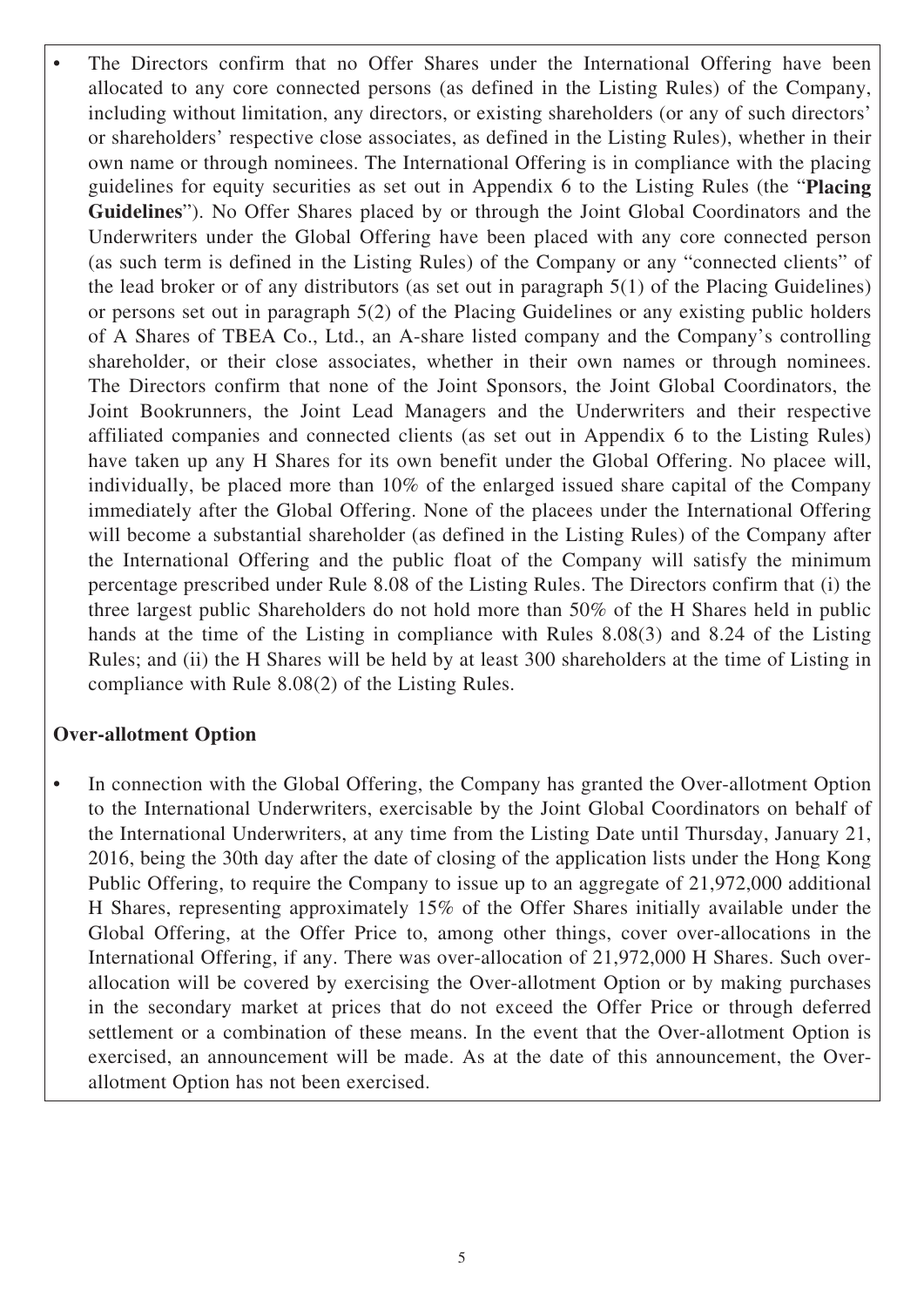- The Directors confirm that no Offer Shares under the International Offering have been allocated to any core connected persons (as defined in the Listing Rules) of the Company, including without limitation, any directors, or existing shareholders (or any of such directors' or shareholders' respective close associates, as defined in the Listing Rules), whether in their own name or through nominees. The International Offering is in compliance with the placing guidelines for equity securities as set out in Appendix 6 to the Listing Rules (the "**Placing Guidelines**"). No Offer Shares placed by or through the Joint Global Coordinators and the Underwriters under the Global Offering have been placed with any core connected person (as such term is defined in the Listing Rules) of the Company or any "connected clients" of the lead broker or of any distributors (as set out in paragraph 5(1) of the Placing Guidelines) or persons set out in paragraph 5(2) of the Placing Guidelines or any existing public holders of A Shares of TBEA Co., Ltd., an A-share listed company and the Company's controlling shareholder, or their close associates, whether in their own names or through nominees. The Directors confirm that none of the Joint Sponsors, the Joint Global Coordinators, the Joint Bookrunners, the Joint Lead Managers and the Underwriters and their respective affiliated companies and connected clients (as set out in Appendix 6 to the Listing Rules) have taken up any H Shares for its own benefit under the Global Offering. No placee will, individually, be placed more than 10% of the enlarged issued share capital of the Company immediately after the Global Offering. None of the placees under the International Offering will become a substantial shareholder (as defined in the Listing Rules) of the Company after the International Offering and the public float of the Company will satisfy the minimum percentage prescribed under Rule 8.08 of the Listing Rules. The Directors confirm that (i) the three largest public Shareholders do not hold more than 50% of the H Shares held in public hands at the time of the Listing in compliance with Rules 8.08(3) and 8.24 of the Listing Rules; and (ii) the H Shares will be held by at least 300 shareholders at the time of Listing in compliance with Rule 8.08(2) of the Listing Rules.

**Over-allotment Option**

- In connection with the Global Offering, the Company has granted the Over-allotment Option to the International Underwriters, exercisable by the Joint Global Coordinators on behalf of the International Underwriters, at any time from the Listing Date until Thursday, January 21, 2016, being the 30th day after the date of closing of the application lists under the Hong Kong Public Offering, to require the Company to issue up to an aggregate of 21,972,000 additional H Shares, representing approximately 15% of the Offer Shares initially available under the Global Offering, at the Offer Price to, among other things, cover over-allocations in the International Offering, if any. There was over-allocation of 21,972,000 H Shares. Such over-allocation will be covered by exercising the Over-allotment Option or by making purchases in the secondary market at prices that do not exceed the Offer Price or through deferred settlement or a combination of these means. In the event that the Over-allotment Option is exercised, an announcement will be made. As at the date of this announcement, the Over-allotment Option has not been exercised.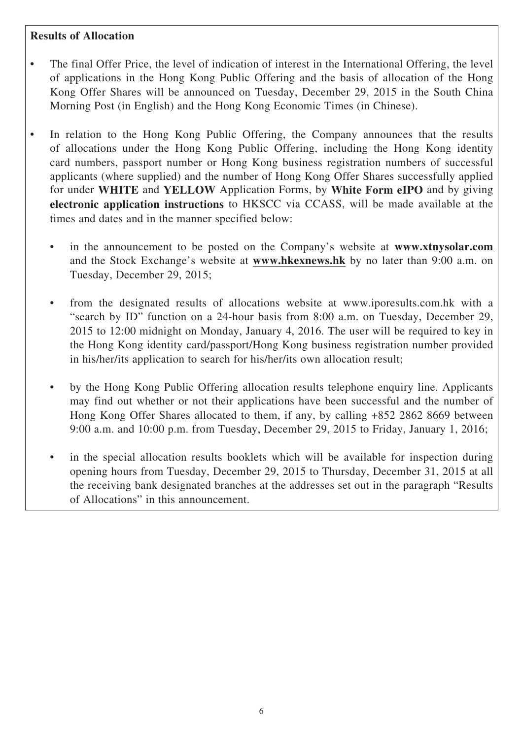**Results of Allocation**

- The final Offer Price, the level of indication of interest in the International Offering, the level of applications in the Hong Kong Public Offering and the basis of allocation of the Hong Kong Offer Shares will be announced on Tuesday, December 29, 2015 in the South China Morning Post (in English) and the Hong Kong Economic Times (in Chinese).

- In relation to the Hong Kong Public Offering, the Company announces that the results of allocations under the Hong Kong Public Offering, including the Hong Kong identity card numbers, passport number or Hong Kong business registration numbers of successful applicants (where supplied) and the number of Hong Kong Offer Shares successfully applied for under **WHITE** and **YELLOW** Application Forms, by **White Form eIPO** and by giving **electronic application instructions** to HKSCC via CCASS, will be made available at the times and dates and in the manner specified below:

  - in the announcement to be posted on the Company's website at **www.xtnysolar.com** and the Stock Exchange's website at **www.hkexnews.hk** by no later than 9:00 a.m. on Tuesday, December 29, 2015;

  - from the designated results of allocations website at www.iporesults.com.hk with a "search by ID" function on a 24-hour basis from 8:00 a.m. on Tuesday, December 29, 2015 to 12:00 midnight on Monday, January 4, 2016. The user will be required to key in the Hong Kong identity card/passport/Hong Kong business registration number provided in his/her/its application to search for his/her/its own allocation result;

  - by the Hong Kong Public Offering allocation results telephone enquiry line. Applicants may find out whether or not their applications have been successful and the number of Hong Kong Offer Shares allocated to them, if any, by calling +852 2862 8669 between 9:00 a.m. and 10:00 p.m. from Tuesday, December 29, 2015 to Friday, January 1, 2016;

  - in the special allocation results booklets which will be available for inspection during opening hours from Tuesday, December 29, 2015 to Thursday, December 31, 2015 at all the receiving bank designated branches at the addresses set out in the paragraph "Results of Allocations" in this announcement.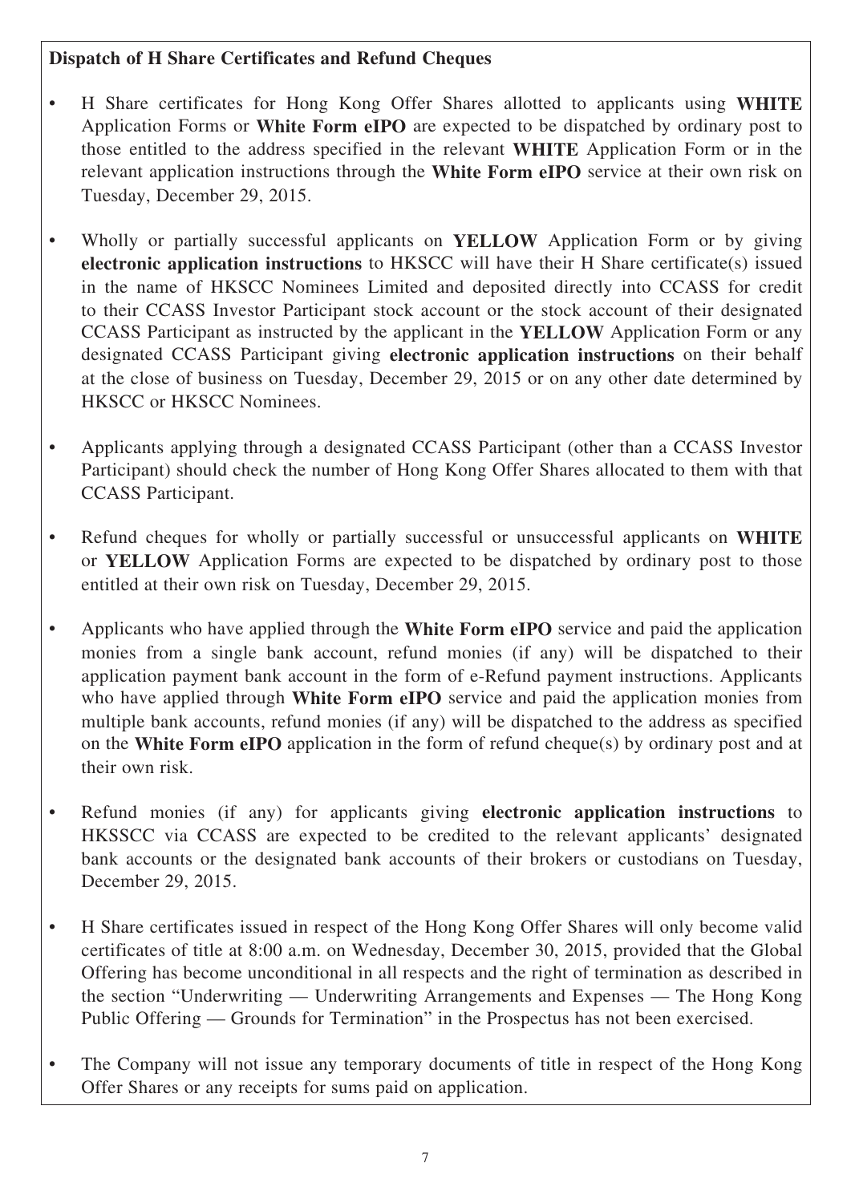**Dispatch of H Share Certificates and Refund Cheques**

- H Share certificates for Hong Kong Offer Shares allotted to applicants using **WHITE** Application Forms or **White Form eIPO** are expected to be dispatched by ordinary post to those entitled to the address specified in the relevant **WHITE** Application Form or in the relevant application instructions through the **White Form eIPO** service at their own risk on Tuesday, December 29, 2015.

- Wholly or partially successful applicants on **YELLOW** Application Form or by giving **electronic application instructions** to HKSCC will have their H Share certificate(s) issued in the name of HKSCC Nominees Limited and deposited directly into CCASS for credit to their CCASS Investor Participant stock account or the stock account of their designated CCASS Participant as instructed by the applicant in the **YELLOW** Application Form or any designated CCASS Participant giving **electronic application instructions** on their behalf at the close of business on Tuesday, December 29, 2015 or on any other date determined by HKSCC or HKSCC Nominees.

- Applicants applying through a designated CCASS Participant (other than a CCASS Investor Participant) should check the number of Hong Kong Offer Shares allocated to them with that CCASS Participant.

- Refund cheques for wholly or partially successful or unsuccessful applicants on **WHITE** or **YELLOW** Application Forms are expected to be dispatched by ordinary post to those entitled at their own risk on Tuesday, December 29, 2015.

- Applicants who have applied through the **White Form eIPO** service and paid the application monies from a single bank account, refund monies (if any) will be dispatched to their application payment bank account in the form of e-Refund payment instructions. Applicants who have applied through **White Form eIPO** service and paid the application monies from multiple bank accounts, refund monies (if any) will be dispatched to the address as specified on the **White Form eIPO** application in the form of refund cheque(s) by ordinary post and at their own risk.

- Refund monies (if any) for applicants giving **electronic application instructions** to HKSSCC via CCASS are expected to be credited to the relevant applicants' designated bank accounts or the designated bank accounts of their brokers or custodians on Tuesday, December 29, 2015.

- H Share certificates issued in respect of the Hong Kong Offer Shares will only become valid certificates of title at 8:00 a.m. on Wednesday, December 30, 2015, provided that the Global Offering has become unconditional in all respects and the right of termination as described in the section "Underwriting — Underwriting Arrangements and Expenses — The Hong Kong Public Offering — Grounds for Termination" in the Prospectus has not been exercised.

- The Company will not issue any temporary documents of title in respect of the Hong Kong Offer Shares or any receipts for sums paid on application.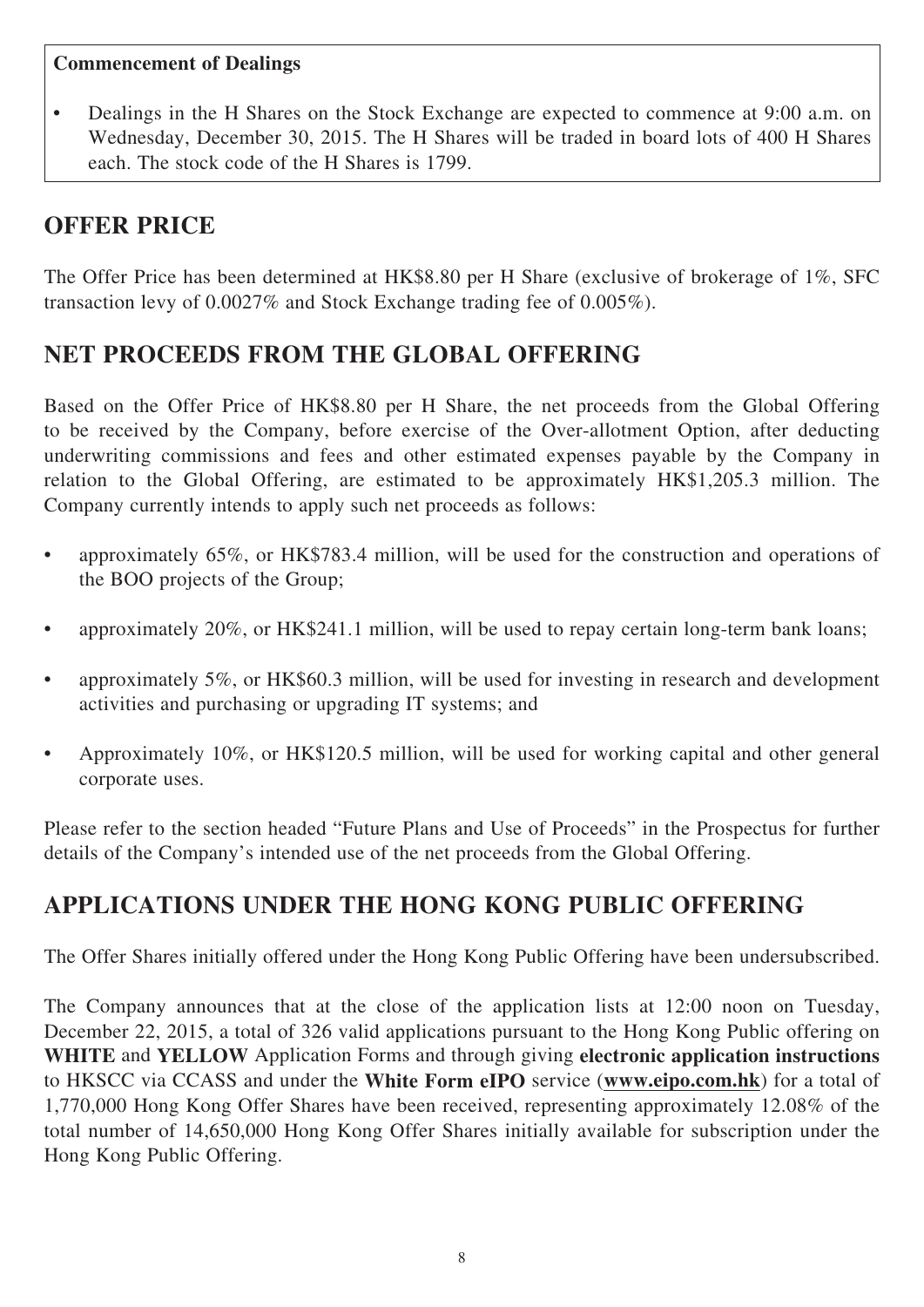**Commencement of Dealings**

- Dealings in the H Shares on the Stock Exchange are expected to commence at 9:00 a.m. on Wednesday, December 30, 2015. The H Shares will be traded in board lots of 400 H Shares each. The stock code of the H Shares is 1799.

## OFFER PRICE

The Offer Price has been determined at HK$8.80 per H Share (exclusive of brokerage of 1%, SFC transaction levy of 0.0027% and Stock Exchange trading fee of 0.005%).

## NET PROCEEDS FROM THE GLOBAL OFFERING

Based on the Offer Price of HK$8.80 per H Share, the net proceeds from the Global Offering to be received by the Company, before exercise of the Over-allotment Option, after deducting underwriting commissions and fees and other estimated expenses payable by the Company in relation to the Global Offering, are estimated to be approximately HK$1,205.3 million. The Company currently intends to apply such net proceeds as follows:

- approximately 65%, or HK$783.4 million, will be used for the construction and operations of the BOO projects of the Group;
- approximately 20%, or HK$241.1 million, will be used to repay certain long-term bank loans;
- approximately 5%, or HK$60.3 million, will be used for investing in research and development activities and purchasing or upgrading IT systems; and
- Approximately 10%, or HK$120.5 million, will be used for working capital and other general corporate uses.

Please refer to the section headed "Future Plans and Use of Proceeds" in the Prospectus for further details of the Company's intended use of the net proceeds from the Global Offering.

## APPLICATIONS UNDER THE HONG KONG PUBLIC OFFERING

The Offer Shares initially offered under the Hong Kong Public Offering have been undersubscribed.

The Company announces that at the close of the application lists at 12:00 noon on Tuesday, December 22, 2015, a total of 326 valid applications pursuant to the Hong Kong Public offering on **WHITE** and **YELLOW** Application Forms and through giving **electronic application instructions** to HKSCC via CCASS and under the **White Form eIPO** service (**www.eipo.com.hk**) for a total of 1,770,000 Hong Kong Offer Shares have been received, representing approximately 12.08% of the total number of 14,650,000 Hong Kong Offer Shares initially available for subscription under the Hong Kong Public Offering.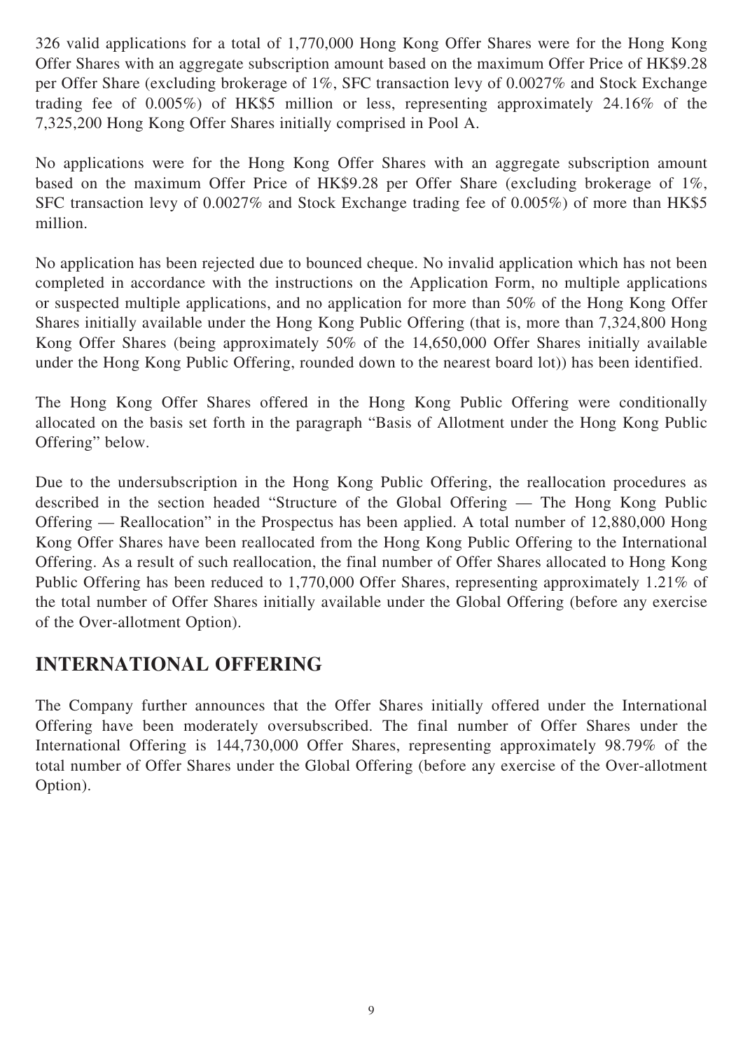326 valid applications for a total of 1,770,000 Hong Kong Offer Shares were for the Hong Kong Offer Shares with an aggregate subscription amount based on the maximum Offer Price of HK$9.28 per Offer Share (excluding brokerage of 1%, SFC transaction levy of 0.0027% and Stock Exchange trading fee of 0.005%) of HK$5 million or less, representing approximately 24.16% of the 7,325,200 Hong Kong Offer Shares initially comprised in Pool A.

No applications were for the Hong Kong Offer Shares with an aggregate subscription amount based on the maximum Offer Price of HK$9.28 per Offer Share (excluding brokerage of 1%, SFC transaction levy of 0.0027% and Stock Exchange trading fee of 0.005%) of more than HK$5 million.

No application has been rejected due to bounced cheque. No invalid application which has not been completed in accordance with the instructions on the Application Form, no multiple applications or suspected multiple applications, and no application for more than 50% of the Hong Kong Offer Shares initially available under the Hong Kong Public Offering (that is, more than 7,324,800 Hong Kong Offer Shares (being approximately 50% of the 14,650,000 Offer Shares initially available under the Hong Kong Public Offering, rounded down to the nearest board lot)) has been identified.

The Hong Kong Offer Shares offered in the Hong Kong Public Offering were conditionally allocated on the basis set forth in the paragraph "Basis of Allotment under the Hong Kong Public Offering" below.

Due to the undersubscription in the Hong Kong Public Offering, the reallocation procedures as described in the section headed "Structure of the Global Offering — The Hong Kong Public Offering — Reallocation" in the Prospectus has been applied. A total number of 12,880,000 Hong Kong Offer Shares have been reallocated from the Hong Kong Public Offering to the International Offering. As a result of such reallocation, the final number of Offer Shares allocated to Hong Kong Public Offering has been reduced to 1,770,000 Offer Shares, representing approximately 1.21% of the total number of Offer Shares initially available under the Global Offering (before any exercise of the Over-allotment Option).

## INTERNATIONAL OFFERING

The Company further announces that the Offer Shares initially offered under the International Offering have been moderately oversubscribed. The final number of Offer Shares under the International Offering is 144,730,000 Offer Shares, representing approximately 98.79% of the total number of Offer Shares under the Global Offering (before any exercise of the Over-allotment Option).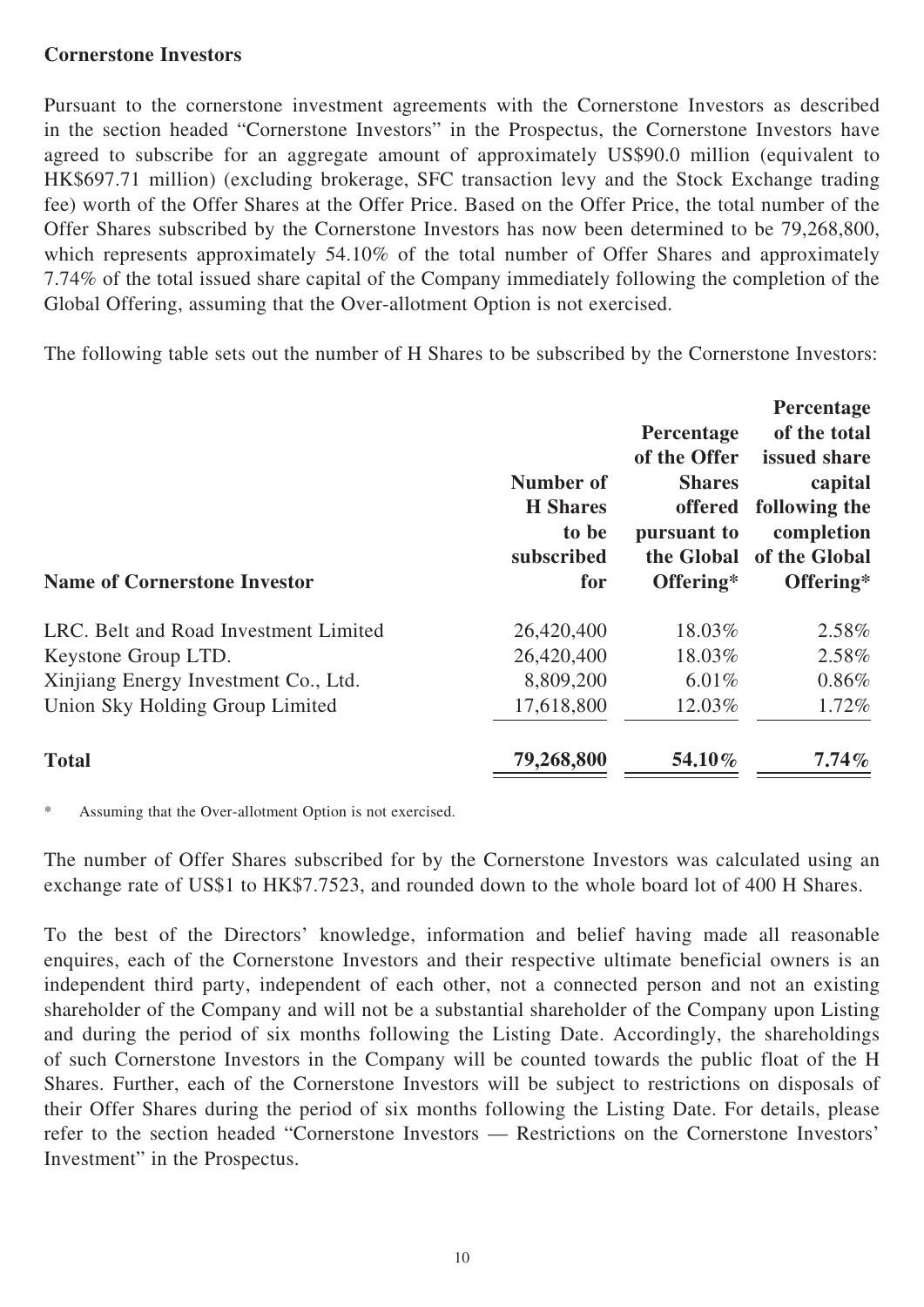**Cornerstone Investors**

Pursuant to the cornerstone investment agreements with the Cornerstone Investors as described in the section headed "Cornerstone Investors" in the Prospectus, the Cornerstone Investors have agreed to subscribe for an aggregate amount of approximately US$90.0 million (equivalent to HK$697.71 million) (excluding brokerage, SFC transaction levy and the Stock Exchange trading fee) worth of the Offer Shares at the Offer Price. Based on the Offer Price, the total number of the Offer Shares subscribed by the Cornerstone Investors has now been determined to be 79,268,800, which represents approximately 54.10% of the total number of Offer Shares and approximately 7.74% of the total issued share capital of the Company immediately following the completion of the Global Offering, assuming that the Over-allotment Option is not exercised.

The following table sets out the number of H Shares to be subscribed by the Cornerstone Investors:

| Name of Cornerstone Investor | Number of H Shares to be subscribed for | Percentage of the Offer Shares offered pursuant to the Global Offering* | Percentage of the total issued share capital following the completion of the Global Offering* |
|---|---|---|---|
| LRC. Belt and Road Investment Limited | 26,420,400 | 18.03% | 2.58% |
| Keystone Group LTD. | 26,420,400 | 18.03% | 2.58% |
| Xinjiang Energy Investment Co., Ltd. | 8,809,200 | 6.01% | 0.86% |
| Union Sky Holding Group Limited | 17,618,800 | 12.03% | 1.72% |
| **Total** | **79,268,800** | **54.10%** | **7.74%** |

\* Assuming that the Over-allotment Option is not exercised.

The number of Offer Shares subscribed for by the Cornerstone Investors was calculated using an exchange rate of US$1 to HK$7.7523, and rounded down to the whole board lot of 400 H Shares.

To the best of the Directors' knowledge, information and belief having made all reasonable enquires, each of the Cornerstone Investors and their respective ultimate beneficial owners is an independent third party, independent of each other, not a connected person and not an existing shareholder of the Company and will not be a substantial shareholder of the Company upon Listing and during the period of six months following the Listing Date. Accordingly, the shareholdings of such Cornerstone Investors in the Company will be counted towards the public float of the H Shares. Further, each of the Cornerstone Investors will be subject to restrictions on disposals of their Offer Shares during the period of six months following the Listing Date. For details, please refer to the section headed "Cornerstone Investors — Restrictions on the Cornerstone Investors' Investment" in the Prospectus.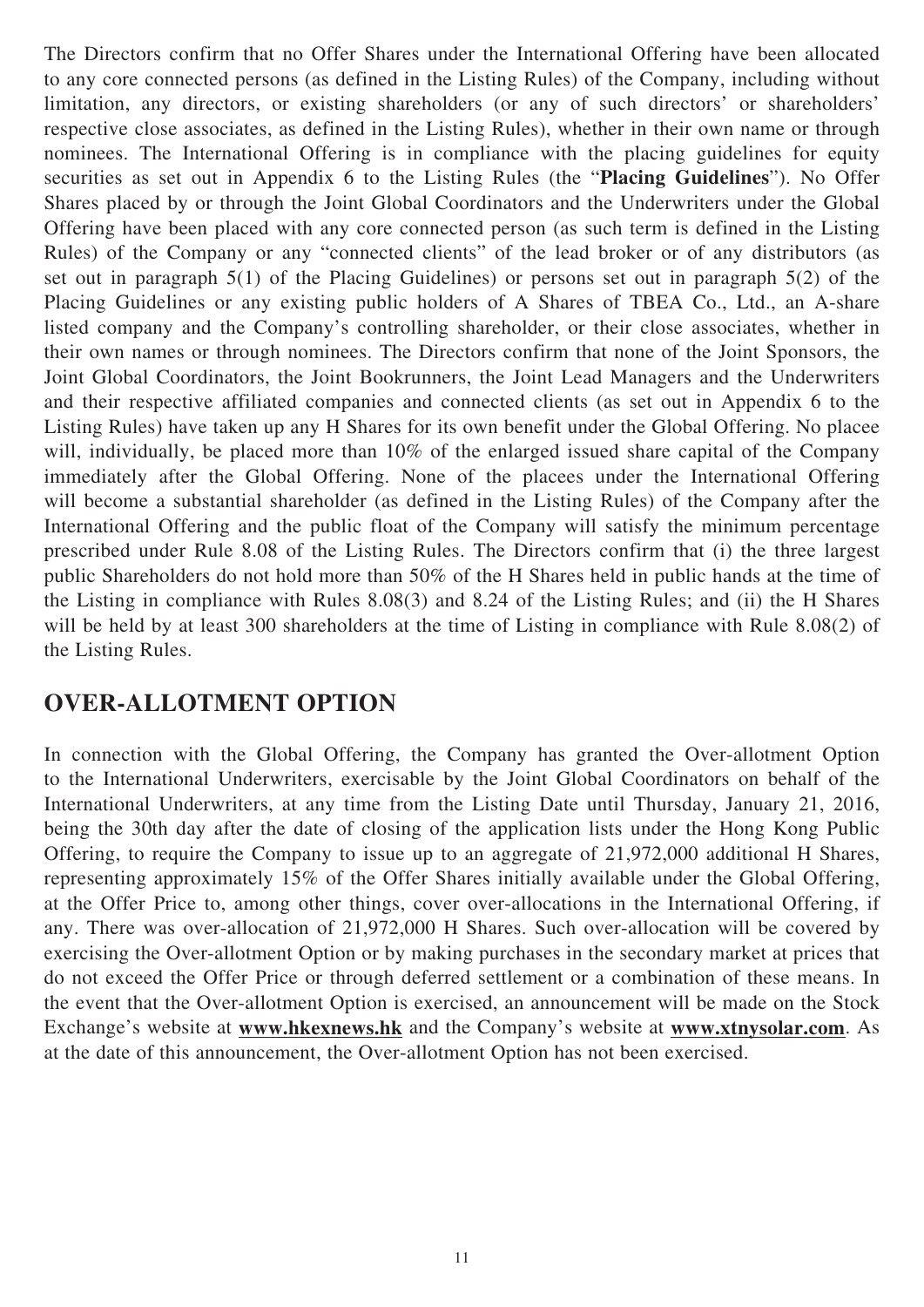The Directors confirm that no Offer Shares under the International Offering have been allocated to any core connected persons (as defined in the Listing Rules) of the Company, including without limitation, any directors, or existing shareholders (or any of such directors' or shareholders' respective close associates, as defined in the Listing Rules), whether in their own name or through nominees. The International Offering is in compliance with the placing guidelines for equity securities as set out in Appendix 6 to the Listing Rules (the "**Placing Guidelines**"). No Offer Shares placed by or through the Joint Global Coordinators and the Underwriters under the Global Offering have been placed with any core connected person (as such term is defined in the Listing Rules) of the Company or any "connected clients" of the lead broker or of any distributors (as set out in paragraph 5(1) of the Placing Guidelines) or persons set out in paragraph 5(2) of the Placing Guidelines or any existing public holders of A Shares of TBEA Co., Ltd., an A-share listed company and the Company's controlling shareholder, or their close associates, whether in their own names or through nominees. The Directors confirm that none of the Joint Sponsors, the Joint Global Coordinators, the Joint Bookrunners, the Joint Lead Managers and the Underwriters and their respective affiliated companies and connected clients (as set out in Appendix 6 to the Listing Rules) have taken up any H Shares for its own benefit under the Global Offering. No placee will, individually, be placed more than 10% of the enlarged issued share capital of the Company immediately after the Global Offering. None of the placees under the International Offering will become a substantial shareholder (as defined in the Listing Rules) of the Company after the International Offering and the public float of the Company will satisfy the minimum percentage prescribed under Rule 8.08 of the Listing Rules. The Directors confirm that (i) the three largest public Shareholders do not hold more than 50% of the H Shares held in public hands at the time of the Listing in compliance with Rules 8.08(3) and 8.24 of the Listing Rules; and (ii) the H Shares will be held by at least 300 shareholders at the time of Listing in compliance with Rule 8.08(2) of the Listing Rules.

## OVER-ALLOTMENT OPTION

In connection with the Global Offering, the Company has granted the Over-allotment Option to the International Underwriters, exercisable by the Joint Global Coordinators on behalf of the International Underwriters, at any time from the Listing Date until Thursday, January 21, 2016, being the 30th day after the date of closing of the application lists under the Hong Kong Public Offering, to require the Company to issue up to an aggregate of 21,972,000 additional H Shares, representing approximately 15% of the Offer Shares initially available under the Global Offering, at the Offer Price to, among other things, cover over-allocations in the International Offering, if any. There was over-allocation of 21,972,000 H Shares. Such over-allocation will be covered by exercising the Over-allotment Option or by making purchases in the secondary market at prices that do not exceed the Offer Price or through deferred settlement or a combination of these means. In the event that the Over-allotment Option is exercised, an announcement will be made on the Stock Exchange's website at **www.hkexnews.hk** and the Company's website at **www.xtnysolar.com**. As at the date of this announcement, the Over-allotment Option has not been exercised.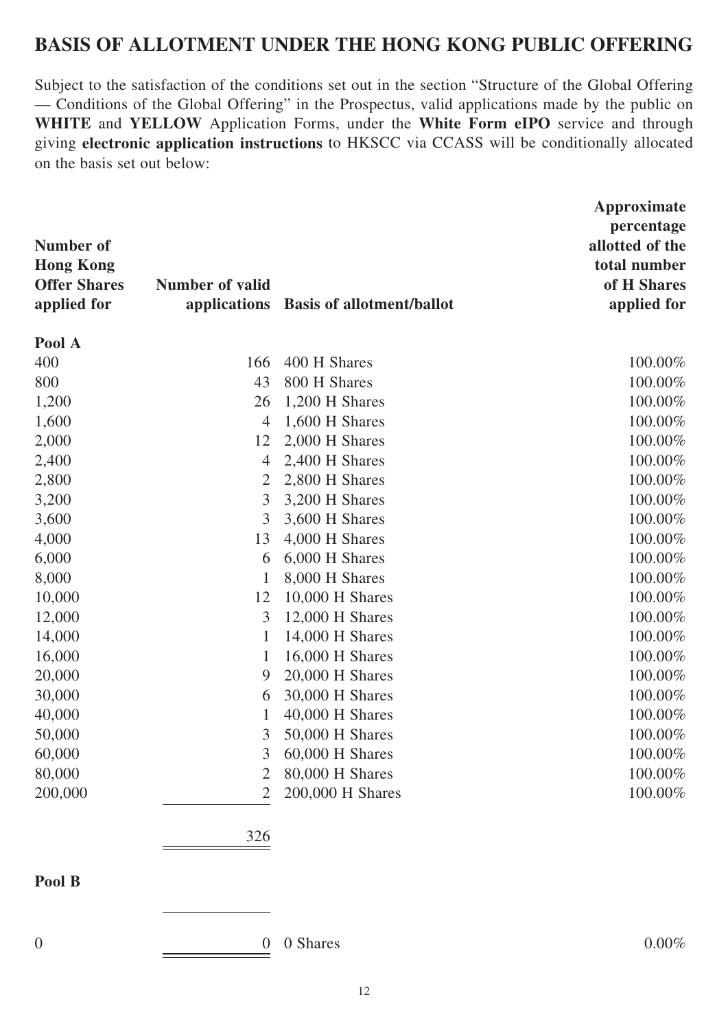## BASIS OF ALLOTMENT UNDER THE HONG KONG PUBLIC OFFERING

Subject to the satisfaction of the conditions set out in the section "Structure of the Global Offering — Conditions of the Global Offering" in the Prospectus, valid applications made by the public on **WHITE** and **YELLOW** Application Forms, under the **White Form eIPO** service and through giving **electronic application instructions** to HKSCC via CCASS will be conditionally allocated on the basis set out below:

| Number of Hong Kong Offer Shares applied for | Number of valid applications | Basis of allotment/ballot | Approximate percentage allotted of the total number of H Shares applied for |
|---|---|---|---|
| **Pool A** | | | |
| 400 | 166 | 400 H Shares | 100.00% |
| 800 | 43 | 800 H Shares | 100.00% |
| 1,200 | 26 | 1,200 H Shares | 100.00% |
| 1,600 | 4 | 1,600 H Shares | 100.00% |
| 2,000 | 12 | 2,000 H Shares | 100.00% |
| 2,400 | 4 | 2,400 H Shares | 100.00% |
| 2,800 | 2 | 2,800 H Shares | 100.00% |
| 3,200 | 3 | 3,200 H Shares | 100.00% |
| 3,600 | 3 | 3,600 H Shares | 100.00% |
| 4,000 | 13 | 4,000 H Shares | 100.00% |
| 6,000 | 6 | 6,000 H Shares | 100.00% |
| 8,000 | 1 | 8,000 H Shares | 100.00% |
| 10,000 | 12 | 10,000 H Shares | 100.00% |
| 12,000 | 3 | 12,000 H Shares | 100.00% |
| 14,000 | 1 | 14,000 H Shares | 100.00% |
| 16,000 | 1 | 16,000 H Shares | 100.00% |
| 20,000 | 9 | 20,000 H Shares | 100.00% |
| 30,000 | 6 | 30,000 H Shares | 100.00% |
| 40,000 | 1 | 40,000 H Shares | 100.00% |
| 50,000 | 3 | 50,000 H Shares | 100.00% |
| 60,000 | 3 | 60,000 H Shares | 100.00% |
| 80,000 | 2 | 80,000 H Shares | 100.00% |
| 200,000 | 2 | 200,000 H Shares | 100.00% |
| | 326 | | |
| **Pool B** | | | |
| 0 | 0 | 0 Shares | 0.00% |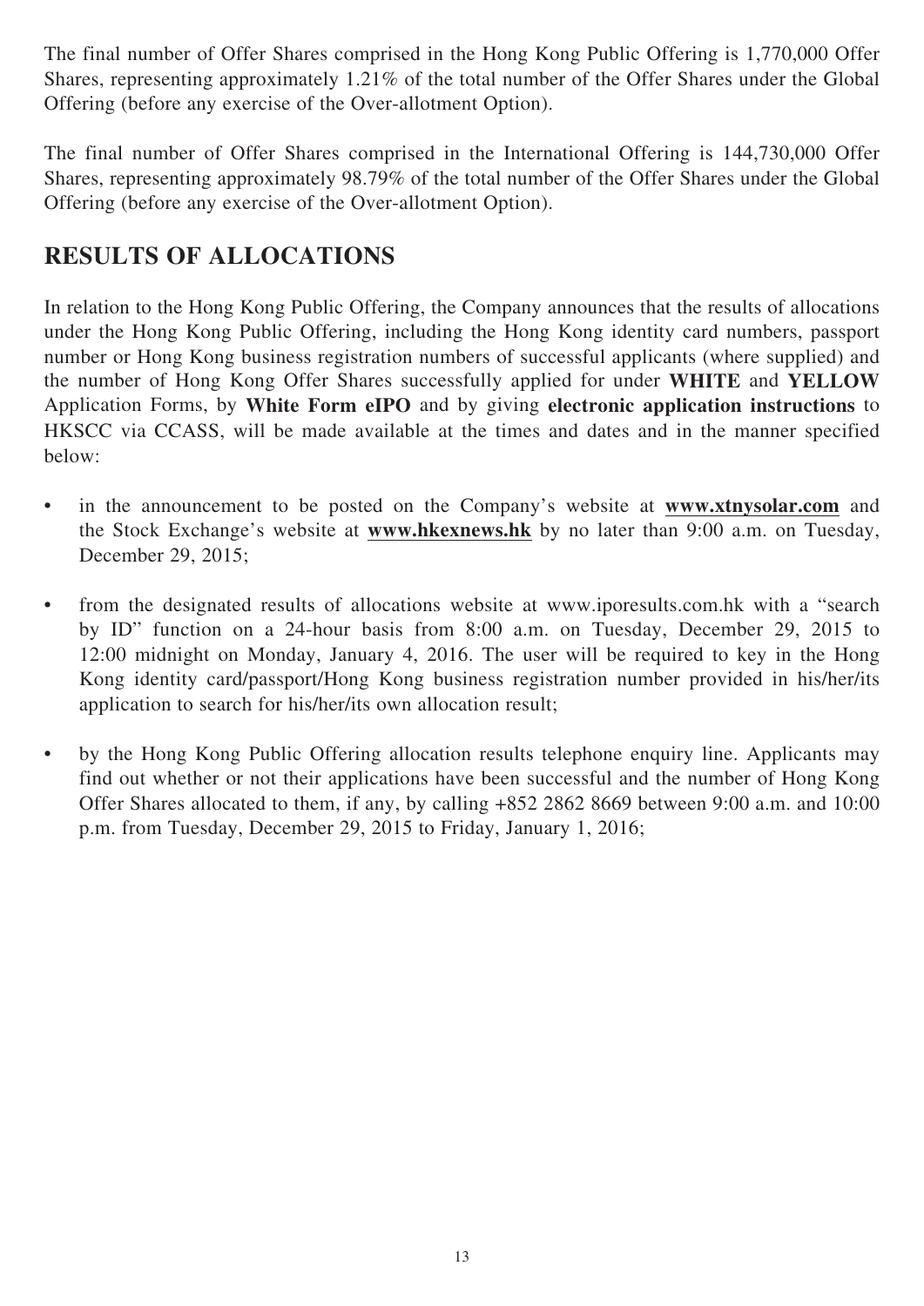The final number of Offer Shares comprised in the Hong Kong Public Offering is 1,770,000 Offer Shares, representing approximately 1.21% of the total number of the Offer Shares under the Global Offering (before any exercise of the Over-allotment Option).

The final number of Offer Shares comprised in the International Offering is 144,730,000 Offer Shares, representing approximately 98.79% of the total number of the Offer Shares under the Global Offering (before any exercise of the Over-allotment Option).

## RESULTS OF ALLOCATIONS

In relation to the Hong Kong Public Offering, the Company announces that the results of allocations under the Hong Kong Public Offering, including the Hong Kong identity card numbers, passport number or Hong Kong business registration numbers of successful applicants (where supplied) and the number of Hong Kong Offer Shares successfully applied for under **WHITE** and **YELLOW** Application Forms, by **White Form eIPO** and by giving **electronic application instructions** to HKSCC via CCASS, will be made available at the times and dates and in the manner specified below:

- in the announcement to be posted on the Company's website at **www.xtnysolar.com** and the Stock Exchange's website at **www.hkexnews.hk** by no later than 9:00 a.m. on Tuesday, December 29, 2015;
- from the designated results of allocations website at www.iporesults.com.hk with a "search by ID" function on a 24-hour basis from 8:00 a.m. on Tuesday, December 29, 2015 to 12:00 midnight on Monday, January 4, 2016. The user will be required to key in the Hong Kong identity card/passport/Hong Kong business registration number provided in his/her/its application to search for his/her/its own allocation result;
- by the Hong Kong Public Offering allocation results telephone enquiry line. Applicants may find out whether or not their applications have been successful and the number of Hong Kong Offer Shares allocated to them, if any, by calling +852 2862 8669 between 9:00 a.m. and 10:00 p.m. from Tuesday, December 29, 2015 to Friday, January 1, 2016;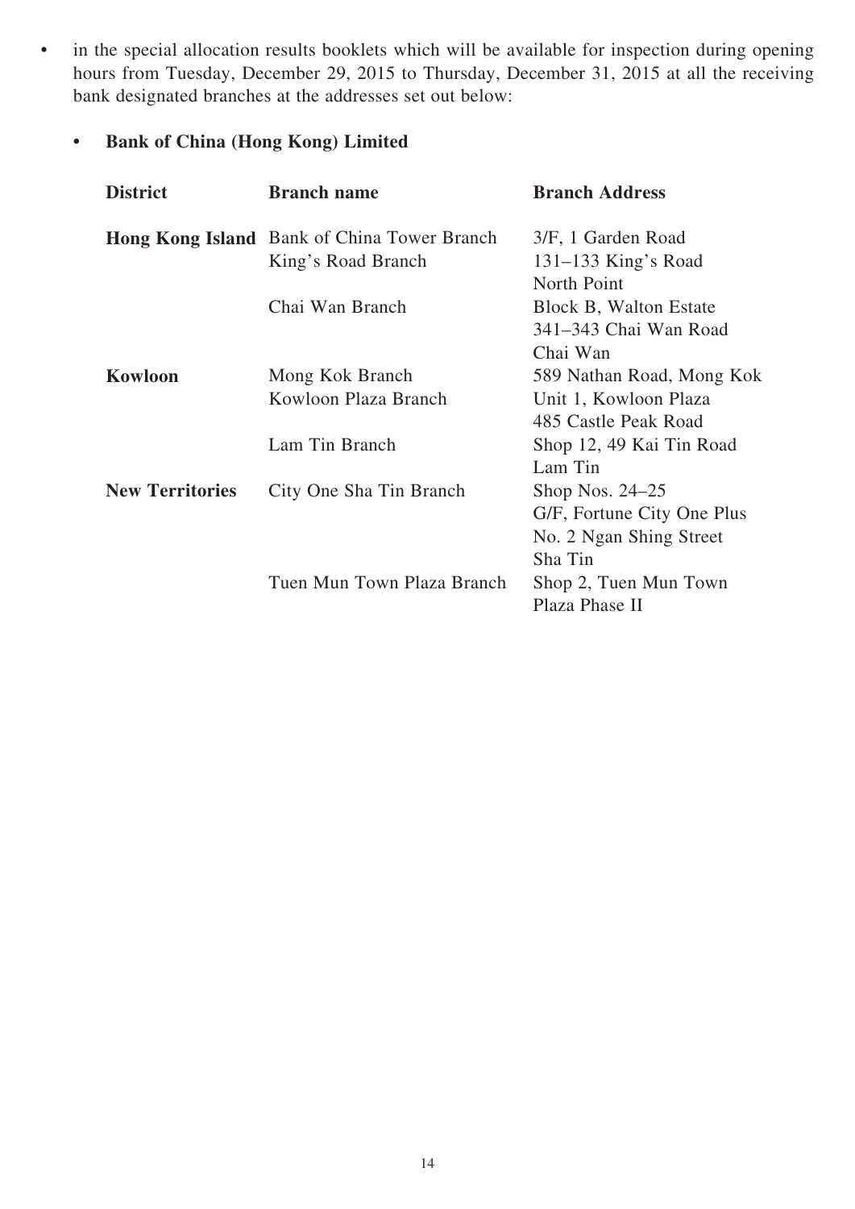- in the special allocation results booklets which will be available for inspection during opening hours from Tuesday, December 29, 2015 to Thursday, December 31, 2015 at all the receiving bank designated branches at the addresses set out below:

  - **Bank of China (Hong Kong) Limited**

| **District** | **Branch name** | **Branch Address** |
|---|---|---|
| **Hong Kong Island** | Bank of China Tower Branch | 3/F, 1 Garden Road |
| | King's Road Branch | 131–133 King's Road North Point |
| | Chai Wan Branch | Block B, Walton Estate 341–343 Chai Wan Road Chai Wan |
| **Kowloon** | Mong Kok Branch | 589 Nathan Road, Mong Kok |
| | Kowloon Plaza Branch | Unit 1, Kowloon Plaza 485 Castle Peak Road |
| | Lam Tin Branch | Shop 12, 49 Kai Tin Road Lam Tin |
| **New Territories** | City One Sha Tin Branch | Shop Nos. 24–25 G/F, Fortune City One Plus No. 2 Ngan Shing Street Sha Tin |
| | Tuen Mun Town Plaza Branch | Shop 2, Tuen Mun Town Plaza Phase II |